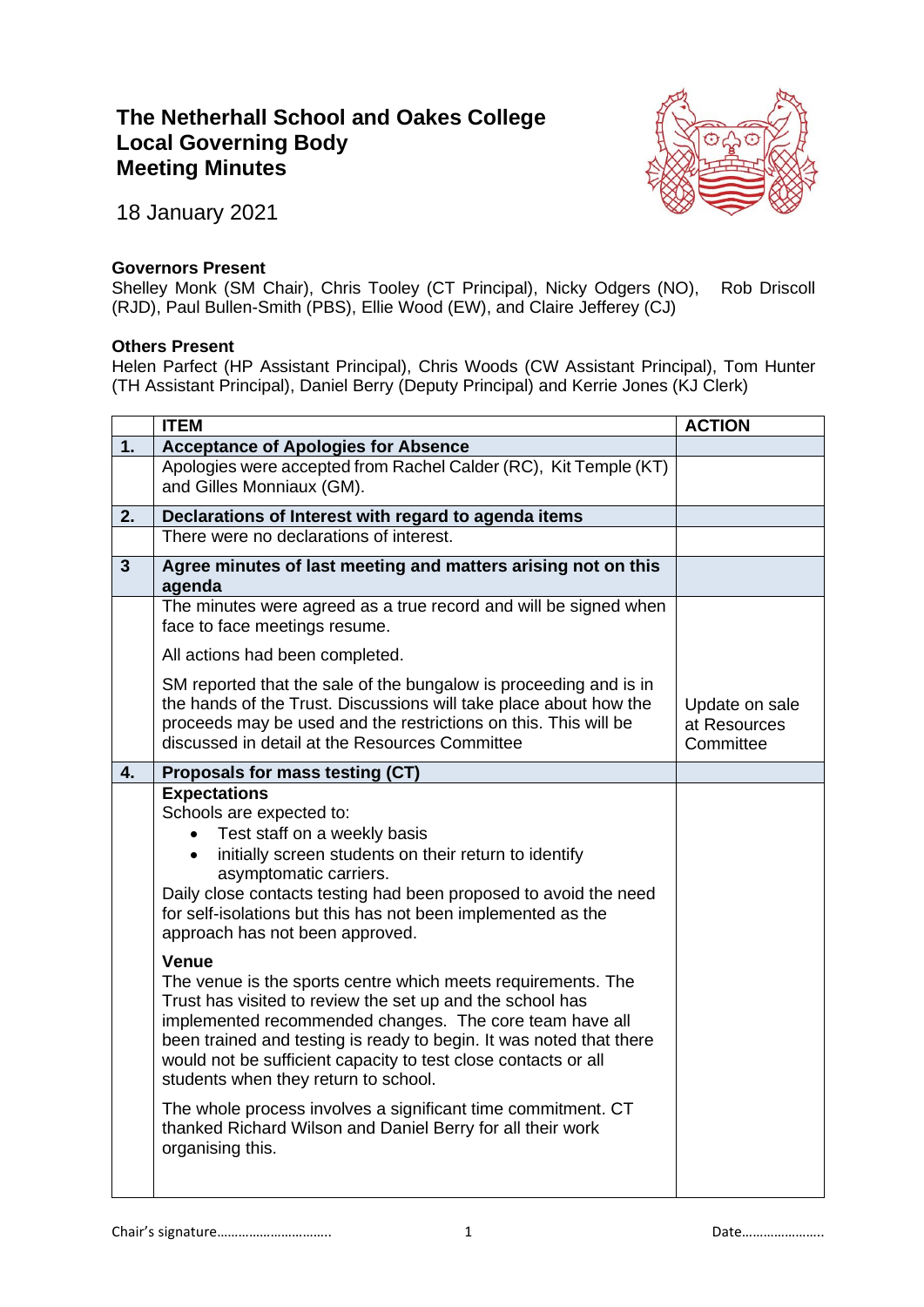# The Netherhall School and Oakes College
# Local Governing Body
# Meeting Minutes

18 January 2021

**Governors Present**
Shelley Monk (SM Chair), Chris Tooley (CT Principal), Nicky Odgers (NO), Rob Driscoll (RJD), Paul Bullen-Smith (PBS), Ellie Wood (EW), and Claire Jefferey (CJ)

**Others Present**
Helen Parfect (HP Assistant Principal), Chris Woods (CW Assistant Principal), Tom Hunter (TH Assistant Principal), Daniel Berry (Deputy Principal) and Kerrie Jones (KJ Clerk)

| | ITEM | ACTION |
|---|---|---|
| **1.** | **Acceptance of Apologies for Absence** | |
| | Apologies were accepted from Rachel Calder (RC), Kit Temple (KT) and Gilles Monniaux (GM). | |
| **2.** | **Declarations of Interest with regard to agenda items** | |
| | There were no declarations of interest. | |
| **3** | **Agree minutes of last meeting and matters arising not on this agenda** | |
| | The minutes were agreed as a true record and will be signed when face to face meetings resume.<br><br>All actions had been completed.<br><br>SM reported that the sale of the bungalow is proceeding and is in the hands of the Trust. Discussions will take place about how the proceeds may be used and the restrictions on this. This will be discussed in detail at the Resources Committee | Update on sale at Resources Committee |
| **4.** | **Proposals for mass testing (CT)** | |
| | **Expectations**<br>Schools are expected to:<br>• Test staff on a weekly basis<br>• initially screen students on their return to identify asymptomatic carriers.<br>Daily close contacts testing had been proposed to avoid the need for self-isolations but this has not been implemented as the approach has not been approved.<br><br>**Venue**<br>The venue is the sports centre which meets requirements. The Trust has visited to review the set up and the school has implemented recommended changes. The core team have all been trained and testing is ready to begin. It was noted that there would not be sufficient capacity to test close contacts or all students when they return to school.<br><br>The whole process involves a significant time commitment. CT thanked Richard Wilson and Daniel Berry for all their work organising this. | |

Chair's signature………………………….. Date…………………..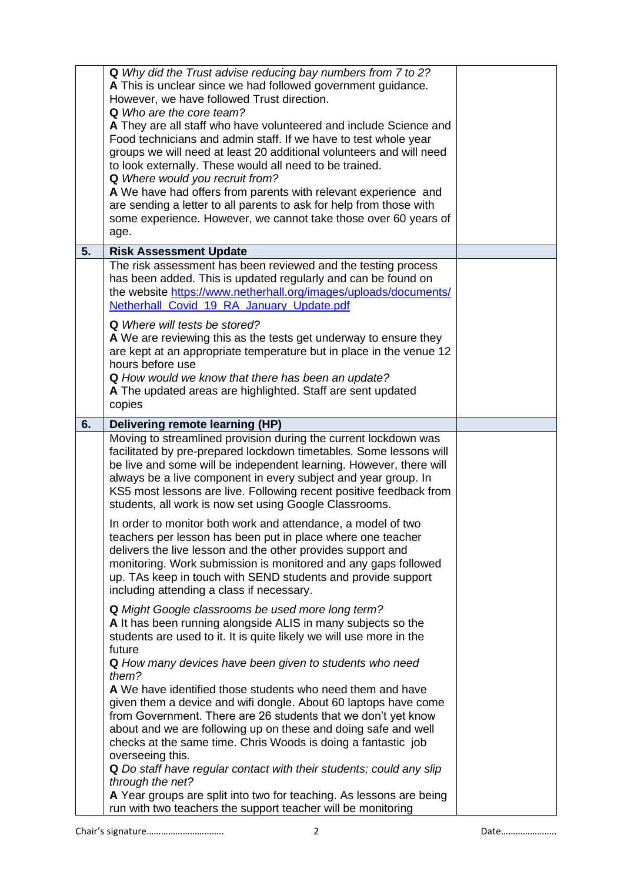| | | |
|---|---|---|
| | ***Q** Why did the Trust advise reducing bay numbers from 7 to 2?*<br>**A** This is unclear since we had followed government guidance. However, we have followed Trust direction.<br>***Q** Who are the core team?*<br>**A** They are all staff who have volunteered and include Science and Food technicians and admin staff. If we have to test whole year groups we will need at least 20 additional volunteers and will need to look externally. These would all need to be trained.<br>***Q** Where would you recruit from?*<br>**A** We have had offers from parents with relevant experience and are sending a letter to all parents to ask for help from those with some experience. However, we cannot take those over 60 years of age. | |
| **5.** | **Risk Assessment Update** | |
| | The risk assessment has been reviewed and the testing process has been added. This is updated regularly and can be found on the website [https://www.netherhall.org/images/uploads/documents/Netherhall_Covid_19_RA_January_Update.pdf](https://www.netherhall.org/images/uploads/documents/Netherhall_Covid_19_RA_January_Update.pdf)<br><br>***Q** Where will tests be stored?*<br>**A** We are reviewing this as the tests get underway to ensure they are kept at an appropriate temperature but in place in the venue 12 hours before use<br>***Q** How would we know that there has been an update?*<br>**A** The updated areas are highlighted. Staff are sent updated copies | |
| **6.** | **Delivering remote learning (HP)** | |
| | Moving to streamlined provision during the current lockdown was facilitated by pre-prepared lockdown timetables. Some lessons will be live and some will be independent learning. However, there will always be a live component in every subject and year group. In KS5 most lessons are live. Following recent positive feedback from students, all work is now set using Google Classrooms.<br><br>In order to monitor both work and attendance, a model of two teachers per lesson has been put in place where one teacher delivers the live lesson and the other provides support and monitoring. Work submission is monitored and any gaps followed up. TAs keep in touch with SEND students and provide support including attending a class if necessary.<br><br>***Q** Might Google classrooms be used more long term?*<br>**A** It has been running alongside ALIS in many subjects so the students are used to it. It is quite likely we will use more in the future<br>***Q** How many devices have been given to students who need them?*<br>**A** We have identified those students who need them and have given them a device and wifi dongle. About 60 laptops have come from Government. There are 26 students that we don't yet know about and we are following up on these and doing safe and well checks at the same time. Chris Woods is doing a fantastic job overseeing this.<br>***Q** Do staff have regular contact with their students; could any slip through the net?*<br>**A** Year groups are split into two for teaching. As lessons are being run with two teachers the support teacher will be monitoring | |

Chair's signature………………………… Date…………………..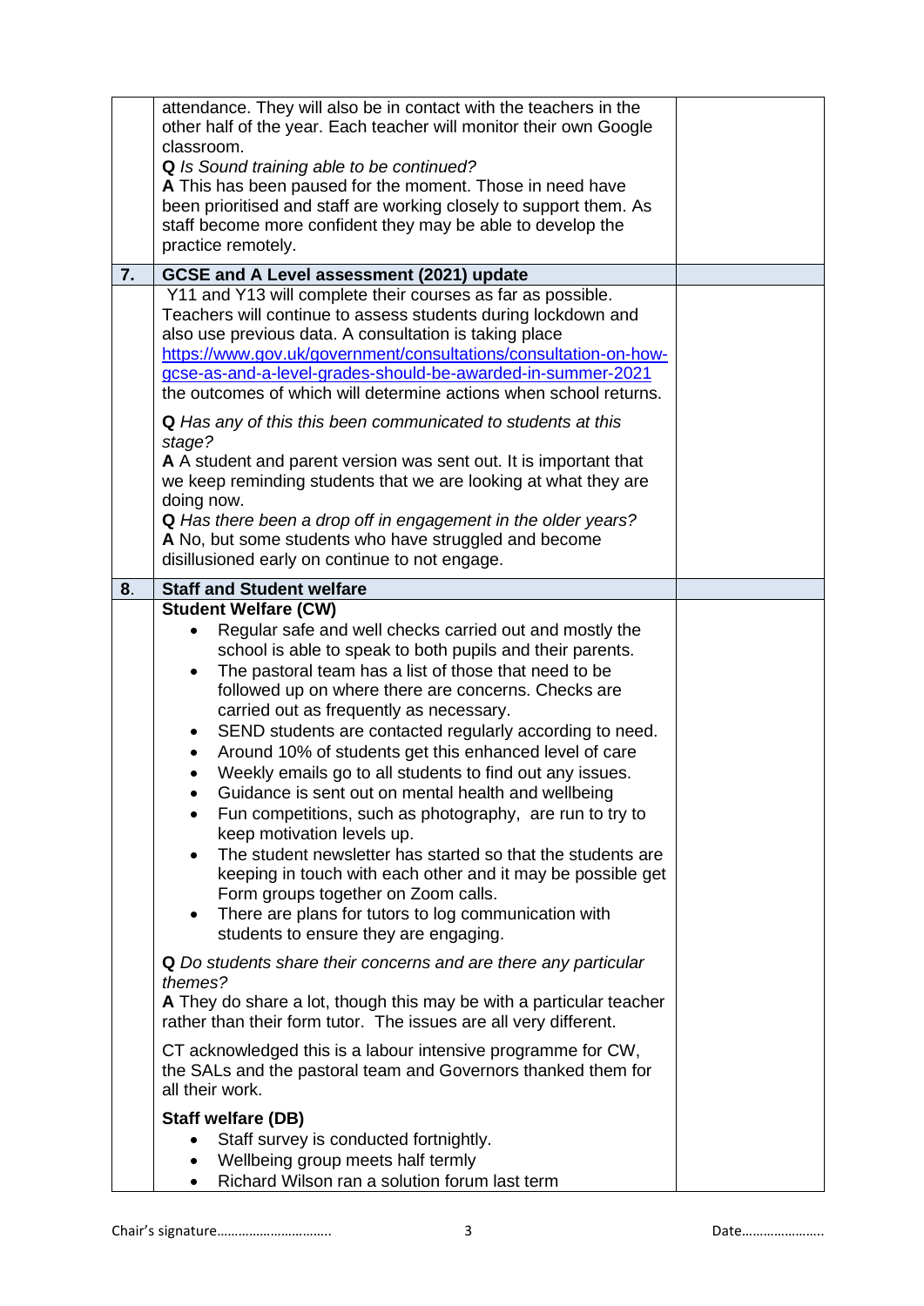attendance. They will also be in contact with the teachers in the other half of the year. Each teacher will monitor their own Google classroom.

**Q** *Is Sound training able to be continued?*
**A** This has been paused for the moment. Those in need have been prioritised and staff are working closely to support them. As staff become more confident they may be able to develop the practice remotely.

## 7. GCSE and A Level assessment (2021) update

Y11 and Y13 will complete their courses as far as possible. Teachers will continue to assess students during lockdown and also use previous data. A consultation is taking place https://www.gov.uk/government/consultations/consultation-on-how-gcse-as-and-a-level-grades-should-be-awarded-in-summer-2021 the outcomes of which will determine actions when school returns.

**Q** *Has any of this this been communicated to students at this stage?*
**A** A student and parent version was sent out. It is important that we keep reminding students that we are looking at what they are doing now.
**Q** *Has there been a drop off in engagement in the older years?*
**A** No, but some students who have struggled and become disillusioned early on continue to not engage.

## 8. Staff and Student welfare

**Student Welfare (CW)**

- Regular safe and well checks carried out and mostly the school is able to speak to both pupils and their parents.
- The pastoral team has a list of those that need to be followed up on where there are concerns. Checks are carried out as frequently as necessary.
- SEND students are contacted regularly according to need.
- Around 10% of students get this enhanced level of care
- Weekly emails go to all students to find out any issues.
- Guidance is sent out on mental health and wellbeing
- Fun competitions, such as photography, are run to try to keep motivation levels up.
- The student newsletter has started so that the students are keeping in touch with each other and it may be possible get Form groups together on Zoom calls.
- There are plans for tutors to log communication with students to ensure they are engaging.

**Q** *Do students share their concerns and are there any particular themes?*
**A** They do share a lot, though this may be with a particular teacher rather than their form tutor. The issues are all very different.

CT acknowledged this is a labour intensive programme for CW, the SALs and the pastoral team and Governors thanked them for all their work.

**Staff welfare (DB)**

- Staff survey is conducted fortnightly.
- Wellbeing group meets half termly
- Richard Wilson ran a solution forum last term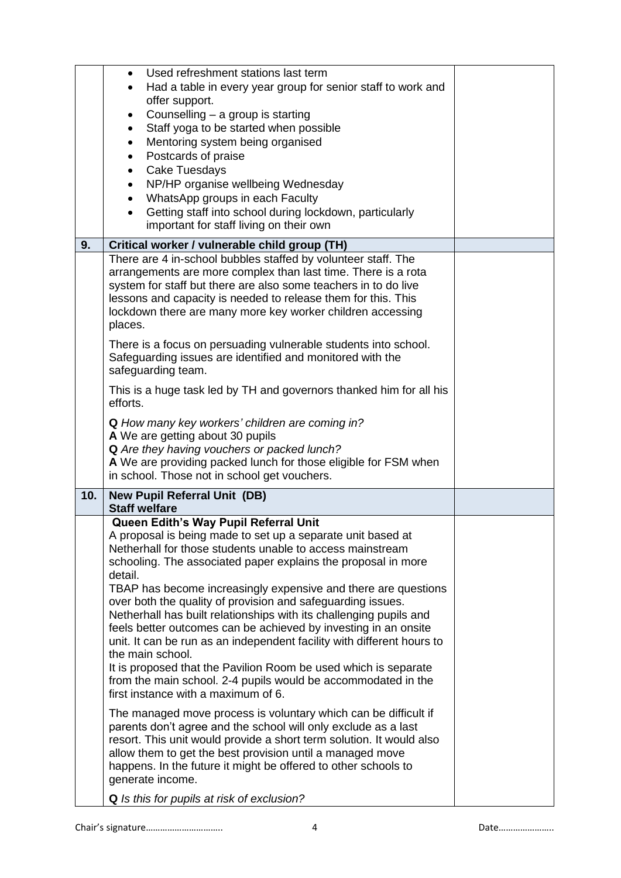| | | |
|---|---|---|
| | • Used refreshment stations last term<br>• Had a table in every year group for senior staff to work and offer support.<br>• Counselling – a group is starting<br>• Staff yoga to be started when possible<br>• Mentoring system being organised<br>• Postcards of praise<br>• Cake Tuesdays<br>• NP/HP organise wellbeing Wednesday<br>• WhatsApp groups in each Faculty<br>• Getting staff into school during lockdown, particularly important for staff living on their own | |
| **9.** | **Critical worker / vulnerable child group (TH)** | |
| | There are 4 in-school bubbles staffed by volunteer staff. The arrangements are more complex than last time. There is a rota system for staff but there are also some teachers in to do live lessons and capacity is needed to release them for this. This lockdown there are many more key worker children accessing places.<br><br>There is a focus on persuading vulnerable students into school. Safeguarding issues are identified and monitored with the safeguarding team.<br><br>This is a huge task led by TH and governors thanked him for all his efforts.<br><br>**Q** *How many key workers' children are coming in?*<br>**A** We are getting about 30 pupils<br>**Q** *Are they having vouchers or packed lunch?*<br>**A** We are providing packed lunch for those eligible for FSM when in school. Those not in school get vouchers. | |
| **10.** | **New Pupil Referral Unit (DB)**<br>**Staff welfare** | |
| | **Queen Edith's Way Pupil Referral Unit**<br>A proposal is being made to set up a separate unit based at Netherhall for those students unable to access mainstream schooling. The associated paper explains the proposal in more detail.<br>TBAP has become increasingly expensive and there are questions over both the quality of provision and safeguarding issues. Netherhall has built relationships with its challenging pupils and feels better outcomes can be achieved by investing in an onsite unit. It can be run as an independent facility with different hours to the main school.<br>It is proposed that the Pavilion Room be used which is separate from the main school. 2-4 pupils would be accommodated in the first instance with a maximum of 6.<br><br>The managed move process is voluntary which can be difficult if parents don't agree and the school will only exclude as a last resort. This unit would provide a short term solution. It would also allow them to get the best provision until a managed move happens. In the future it might be offered to other schools to generate income.<br><br>**Q** *Is this for pupils at risk of exclusion?* | |

Chair's signature………………………….. Date…………………..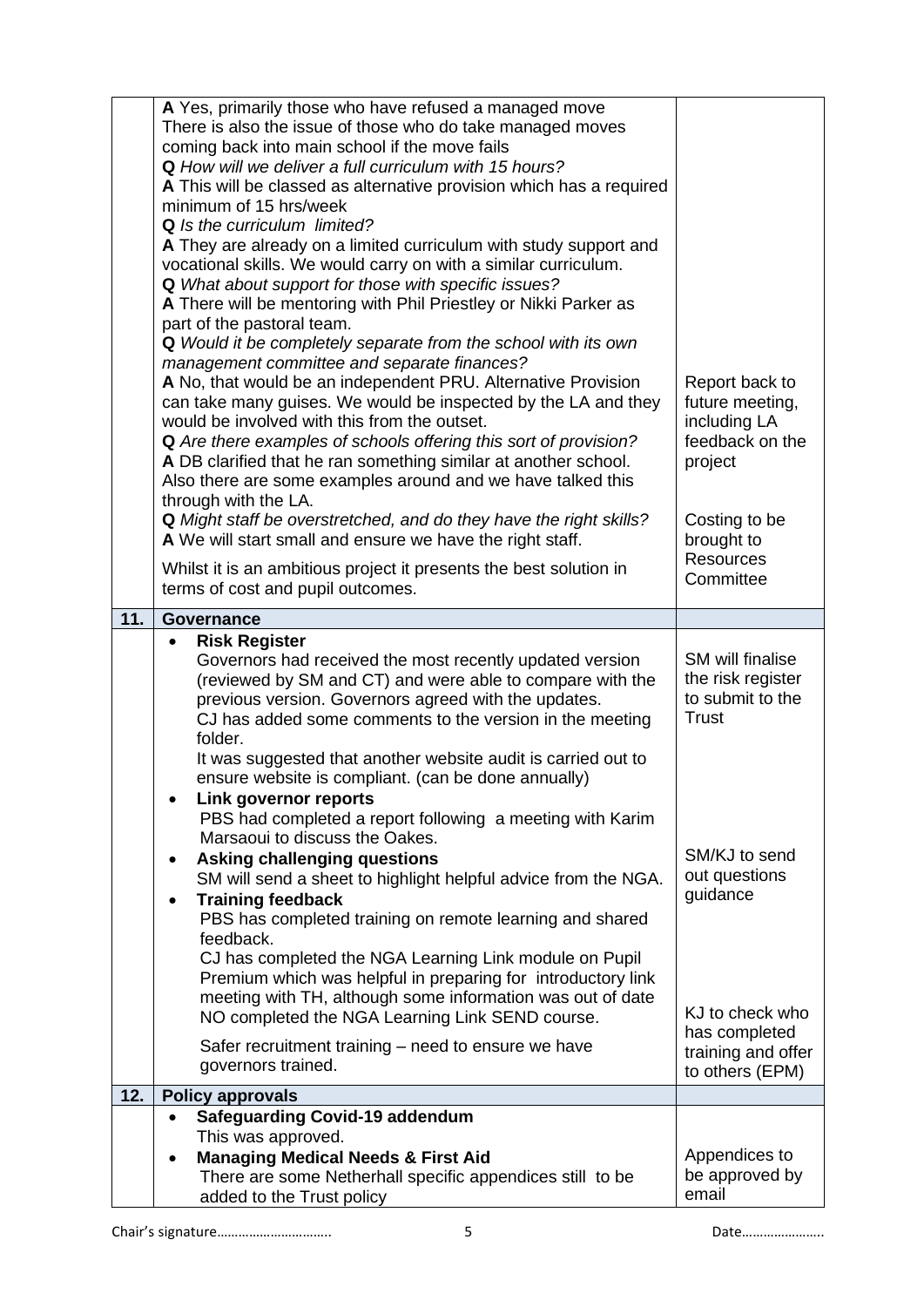| | | |
|---|---|---|
| | **A** Yes, primarily those who have refused a managed move<br>There is also the issue of those who do take managed moves coming back into main school if the move fails<br>**Q** *How will we deliver a full curriculum with 15 hours?*<br>**A** This will be classed as alternative provision which has a required minimum of 15 hrs/week<br>**Q** *Is the curriculum limited?*<br>**A** They are already on a limited curriculum with study support and vocational skills. We would carry on with a similar curriculum.<br>**Q** *What about support for those with specific issues?*<br>**A** There will be mentoring with Phil Priestley or Nikki Parker as part of the pastoral team.<br>**Q** *Would it be completely separate from the school with its own management committee and separate finances?*<br>**A** No, that would be an independent PRU. Alternative Provision can take many guises. We would be inspected by the LA and they would be involved with this from the outset.<br>**Q** *Are there examples of schools offering this sort of provision?*<br>**A** DB clarified that he ran something similar at another school. Also there are some examples around and we have talked this through with the LA.<br>**Q** *Might staff be overstretched, and do they have the right skills?*<br>**A** We will start small and ensure we have the right staff.<br>Whilst it is an ambitious project it presents the best solution in terms of cost and pupil outcomes. | Report back to future meeting, including LA feedback on the project<br><br>Costing to be brought to Resources Committee |
| **11.** | **Governance** | |
| | • **Risk Register**<br>Governors had received the most recently updated version (reviewed by SM and CT) and were able to compare with the previous version. Governors agreed with the updates.<br>CJ has added some comments to the version in the meeting folder.<br>It was suggested that another website audit is carried out to ensure website is compliant. (can be done annually)<br>• **Link governor reports**<br>PBS had completed a report following a meeting with Karim Marsaoui to discuss the Oakes.<br>• **Asking challenging questions**<br>SM will send a sheet to highlight helpful advice from the NGA.<br>• **Training feedback**<br>PBS has completed training on remote learning and shared feedback.<br>CJ has completed the NGA Learning Link module on Pupil Premium which was helpful in preparing for introductory link meeting with TH, although some information was out of date<br>NO completed the NGA Learning Link SEND course.<br>Safer recruitment training – need to ensure we have governors trained. | SM will finalise the risk register to submit to the Trust<br><br>SM/KJ to send out questions guidance<br><br>KJ to check who has completed training and offer to others (EPM) |
| **12.** | **Policy approvals** | |
| | • **Safeguarding Covid-19 addendum**<br>This was approved.<br>• **Managing Medical Needs & First Aid**<br>There are some Netherhall specific appendices still to be added to the Trust policy | Appendices to be approved by email |

Chair's signature………………………..  Date…………………..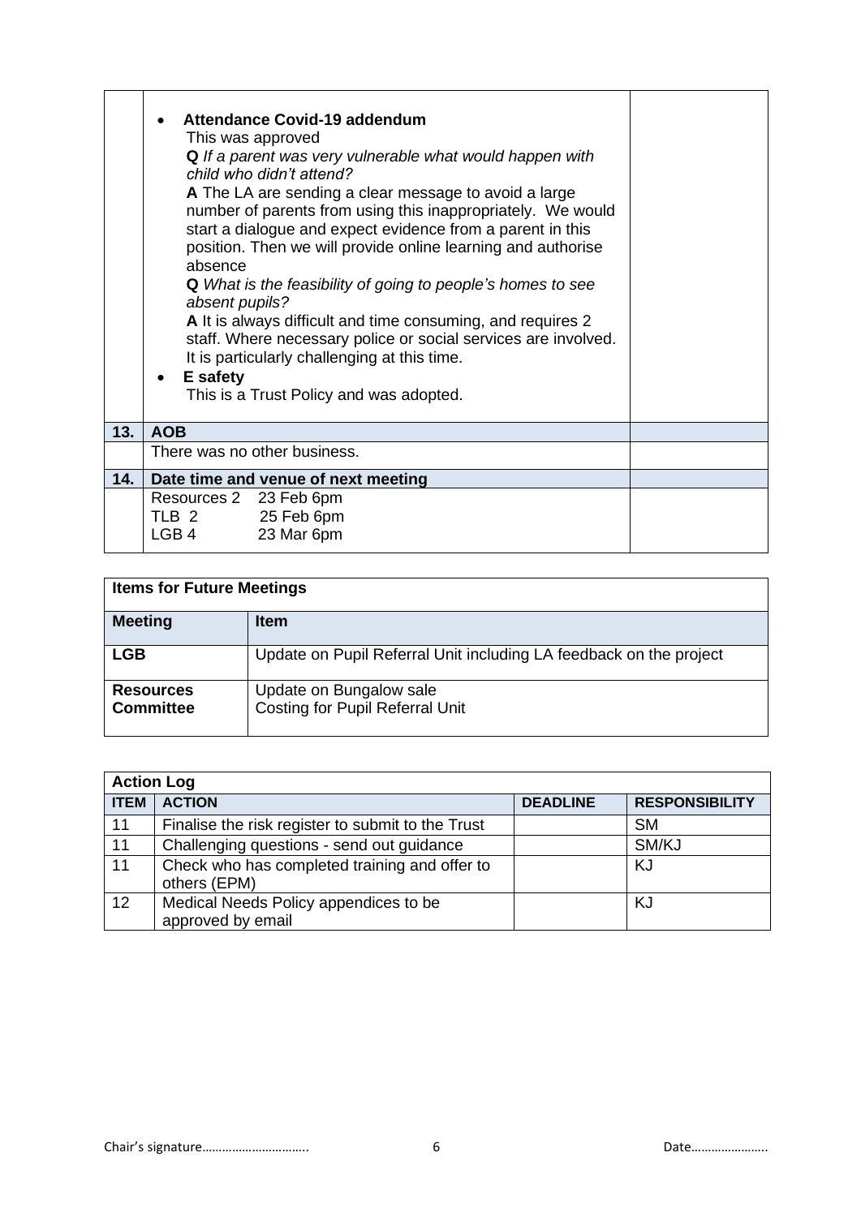| | | |
|---|---|---|
| | • **Attendance Covid-19 addendum**<br>This was approved<br>**Q** *If a parent was very vulnerable what would happen with child who didn't attend?*<br>**A** The LA are sending a clear message to avoid a large number of parents from using this inappropriately. We would start a dialogue and expect evidence from a parent in this position. Then we will provide online learning and authorise absence<br>**Q** *What is the feasibility of going to people's homes to see absent pupils?*<br>**A** It is always difficult and time consuming, and requires 2 staff. Where necessary police or social services are involved. It is particularly challenging at this time.<br>• **E safety**<br>This is a Trust Policy and was adopted. | |
| **13.** | **AOB** | |
| | There was no other business. | |
| **14.** | **Date time and venue of next meeting** | |
| | Resources 2 23 Feb 6pm<br>TLB 2 25 Feb 6pm<br>LGB 4 23 Mar 6pm | |

| **Items for Future Meetings** | |
|---|---|
| **Meeting** | **Item** |
| **LGB** | Update on Pupil Referral Unit including LA feedback on the project |
| **Resources Committee** | Update on Bungalow sale<br>Costing for Pupil Referral Unit |

| **Action Log** | | | |
|---|---|---|---|
| **ITEM** | **ACTION** | **DEADLINE** | **RESPONSIBILITY** |
| 11 | Finalise the risk register to submit to the Trust | | SM |
| 11 | Challenging questions - send out guidance | | SM/KJ |
| 11 | Check who has completed training and offer to others (EPM) | | KJ |
| 12 | Medical Needs Policy appendices to be approved by email | | KJ |

Chair's signature………………………….. Date…………………..